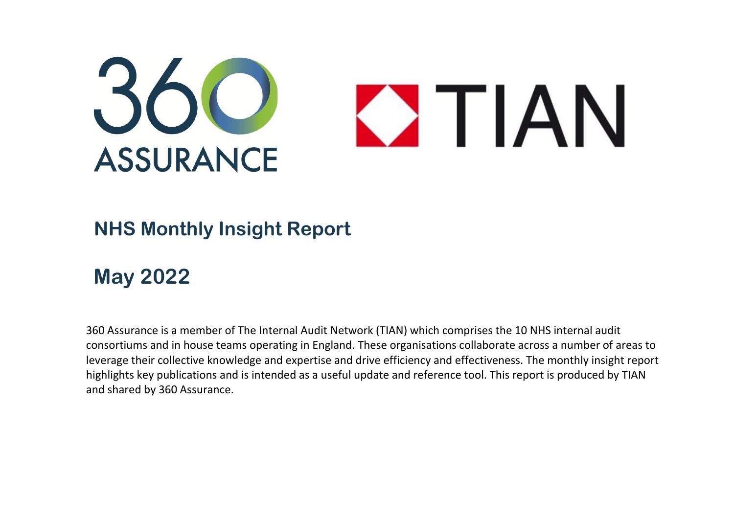# NHS Monthly Insight Report

## May 2022

360 Assurance is a member of The Internal Audit Network (TIAN) which comprises the 10 NHS internal audit consortiums and in house teams operating in England. These organisations collaborate across a number of areas to leverage their collective knowledge and expertise and drive efficiency and effectiveness. The monthly insight report highlights key publications and is intended as a useful update and reference tool. This report is produced by TIAN and shared by 360 Assurance.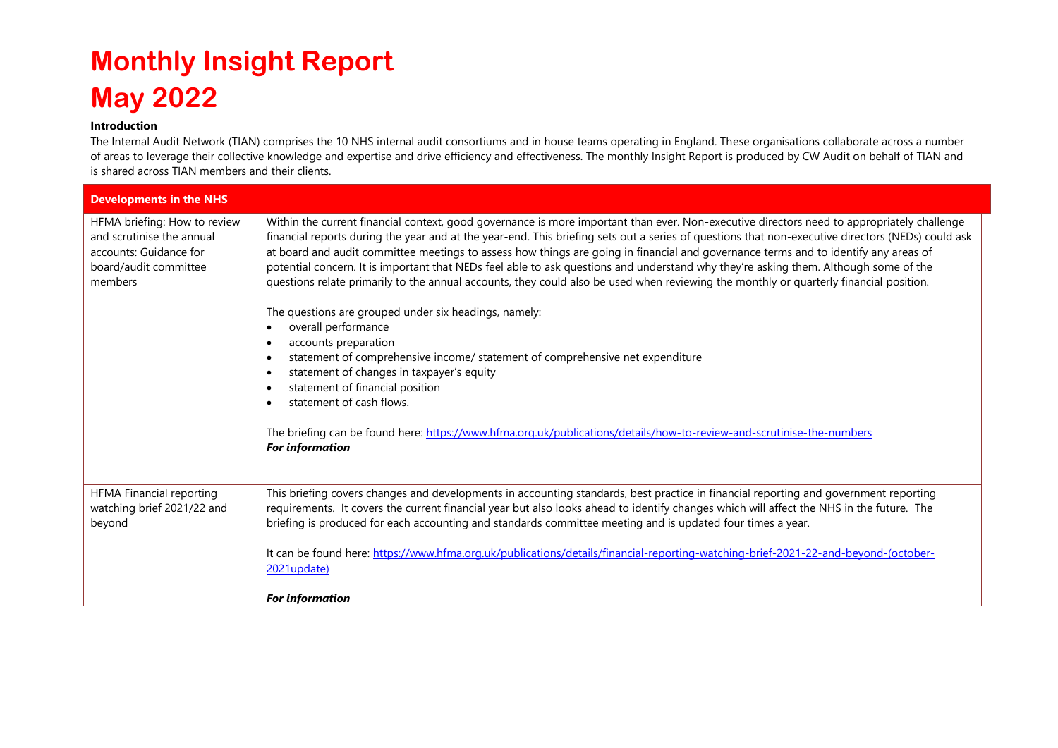# Monthly Insight Report
# May 2022

**Introduction**

The Internal Audit Network (TIAN) comprises the 10 NHS internal audit consortiums and in house teams operating in England. These organisations collaborate across a number of areas to leverage their collective knowledge and expertise and drive efficiency and effectiveness. The monthly Insight Report is produced by CW Audit on behalf of TIAN and is shared across TIAN members and their clients.

| **Developments in the NHS** | |
|---|---|
| HFMA briefing: How to review and scrutinise the annual accounts: Guidance for board/audit committee members | Within the current financial context, good governance is more important than ever. Non-executive directors need to appropriately challenge financial reports during the year and at the year-end. This briefing sets out a series of questions that non-executive directors (NEDs) could ask at board and audit committee meetings to assess how things are going in financial and governance terms and to identify any areas of potential concern. It is important that NEDs feel able to ask questions and understand why they're asking them. Although some of the questions relate primarily to the annual accounts, they could also be used when reviewing the monthly or quarterly financial position.<br><br>The questions are grouped under six headings, namely:<br>• overall performance<br>• accounts preparation<br>• statement of comprehensive income/ statement of comprehensive net expenditure<br>• statement of changes in taxpayer's equity<br>• statement of financial position<br>• statement of cash flows.<br><br>The briefing can be found here: https://www.hfma.org.uk/publications/details/how-to-review-and-scrutinise-the-numbers<br>***For information*** |
| HFMA Financial reporting watching brief 2021/22 and beyond | This briefing covers changes and developments in accounting standards, best practice in financial reporting and government reporting requirements. It covers the current financial year but also looks ahead to identify changes which will affect the NHS in the future. The briefing is produced for each accounting and standards committee meeting and is updated four times a year.<br><br>It can be found here: https://www.hfma.org.uk/publications/details/financial-reporting-watching-brief-2021-22-and-beyond-(october-2021update)<br><br>***For information*** |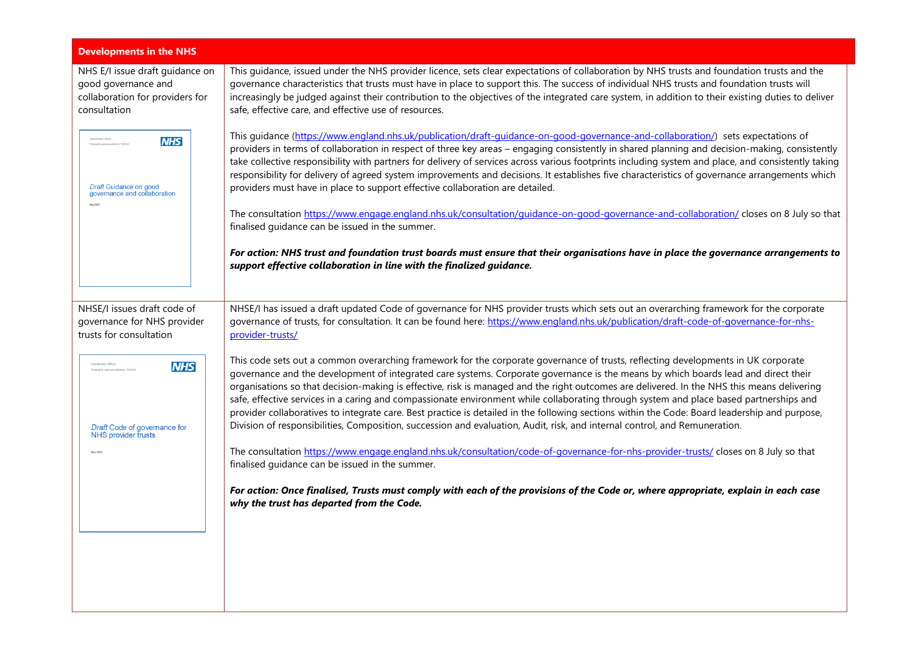| Developments in the NHS | |
|---|---|
| NHS E/I issue draft guidance on good governance and collaboration for providers for consultation<br><br>Classification: Official<br>Publication approval reference: PAR###<br>NHS<br>*Draft* Guidance on good governance and collaboration<br>May 2022 | This guidance, issued under the NHS provider licence, sets clear expectations of collaboration by NHS trusts and foundation trusts and the governance characteristics that trusts must have in place to support this. The success of individual NHS trusts and foundation trusts will increasingly be judged against their contribution to the objectives of the integrated care system, in addition to their existing duties to deliver safe, effective care, and effective use of resources.<br><br>This guidance (https://www.england.nhs.uk/publication/draft-guidance-on-good-governance-and-collaboration/) sets expectations of providers in terms of collaboration in respect of three key areas – engaging consistently in shared planning and decision-making, consistently take collective responsibility with partners for delivery of services across various footprints including system and place, and consistently taking responsibility for delivery of agreed system improvements and decisions. It establishes five characteristics of governance arrangements which providers must have in place to support effective collaboration are detailed.<br><br>The consultation https://www.engage.england.nhs.uk/consultation/guidance-on-good-governance-and-collaboration/ closes on 8 July so that finalised guidance can be issued in the summer.<br><br>***For action: NHS trust and foundation trust boards must ensure that their organisations have in place the governance arrangements to support effective collaboration in line with the finalized guidance.*** |
| NHSE/I issues draft code of governance for NHS provider trusts for consultation<br><br>Classification: Official<br>Publication approval reference: PAR###<br>NHS<br>*Draft* Code of governance for NHS provider trusts<br>May 2022 | NHSE/I has issued a draft updated Code of governance for NHS provider trusts which sets out an overarching framework for the corporate governance of trusts, for consultation. It can be found here: https://www.england.nhs.uk/publication/draft-code-of-governance-for-nhs-provider-trusts/<br><br>This code sets out a common overarching framework for the corporate governance of trusts, reflecting developments in UK corporate governance and the development of integrated care systems. Corporate governance is the means by which boards lead and direct their organisations so that decision-making is effective, risk is managed and the right outcomes are delivered. In the NHS this means delivering safe, effective services in a caring and compassionate environment while collaborating through system and place based partnerships and provider collaboratives to integrate care. Best practice is detailed in the following sections within the Code: Board leadership and purpose, Division of responsibilities, Composition, succession and evaluation, Audit, risk, and internal control, and Remuneration.<br><br>The consultation https://www.engage.england.nhs.uk/consultation/code-of-governance-for-nhs-provider-trusts/ closes on 8 July so that finalised guidance can be issued in the summer.<br><br>***For action: Once finalised, Trusts must comply with each of the provisions of the Code or, where appropriate, explain in each case why the trust has departed from the Code.*** |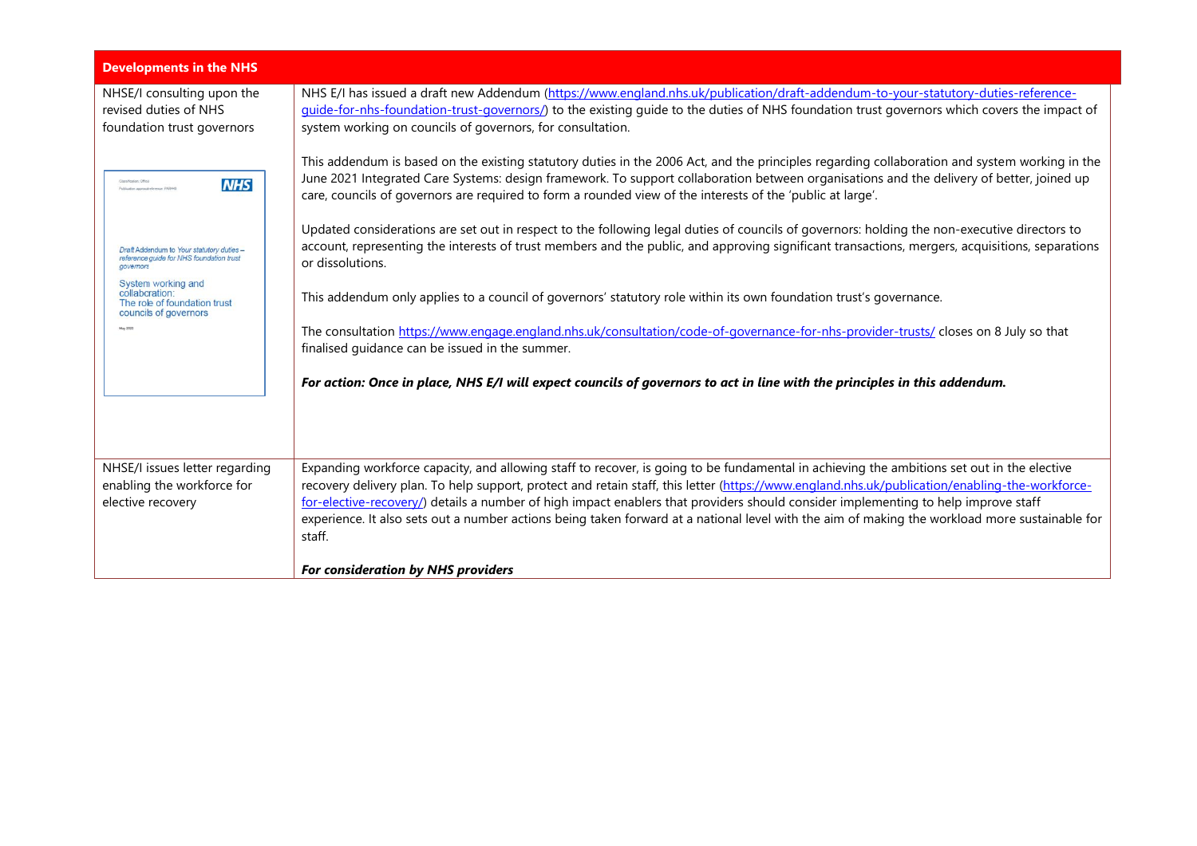| Developments in the NHS | |
|---|---|
| NHSE/I consulting upon the revised duties of NHS foundation trust governors<br><br>Draft Addendum to Your statutory duties – reference guide for NHS foundation trust governors<br>System working and collaboration: The role of foundation trust councils of governors<br>May 2022 | NHS E/I has issued a draft new Addendum (https://www.england.nhs.uk/publication/draft-addendum-to-your-statutory-duties-reference-guide-for-nhs-foundation-trust-governors/) to the existing guide to the duties of NHS foundation trust governors which covers the impact of system working on councils of governors, for consultation.<br><br>This addendum is based on the existing statutory duties in the 2006 Act, and the principles regarding collaboration and system working in the June 2021 Integrated Care Systems: design framework. To support collaboration between organisations and the delivery of better, joined up care, councils of governors are required to form a rounded view of the interests of the 'public at large'.<br><br>Updated considerations are set out in respect to the following legal duties of councils of governors: holding the non-executive directors to account, representing the interests of trust members and the public, and approving significant transactions, mergers, acquisitions, separations or dissolutions.<br><br>This addendum only applies to a council of governors' statutory role within its own foundation trust's governance.<br><br>The consultation https://www.engage.england.nhs.uk/consultation/code-of-governance-for-nhs-provider-trusts/ closes on 8 July so that finalised guidance can be issued in the summer.<br><br>***For action: Once in place, NHS E/I will expect councils of governors to act in line with the principles in this addendum.*** |
| NHSE/I issues letter regarding enabling the workforce for elective recovery | Expanding workforce capacity, and allowing staff to recover, is going to be fundamental in achieving the ambitions set out in the elective recovery delivery plan. To help support, protect and retain staff, this letter (https://www.england.nhs.uk/publication/enabling-the-workforce-for-elective-recovery/) details a number of high impact enablers that providers should consider implementing to help improve staff experience. It also sets out a number actions being taken forward at a national level with the aim of making the workload more sustainable for staff.<br><br>***For consideration by NHS providers*** |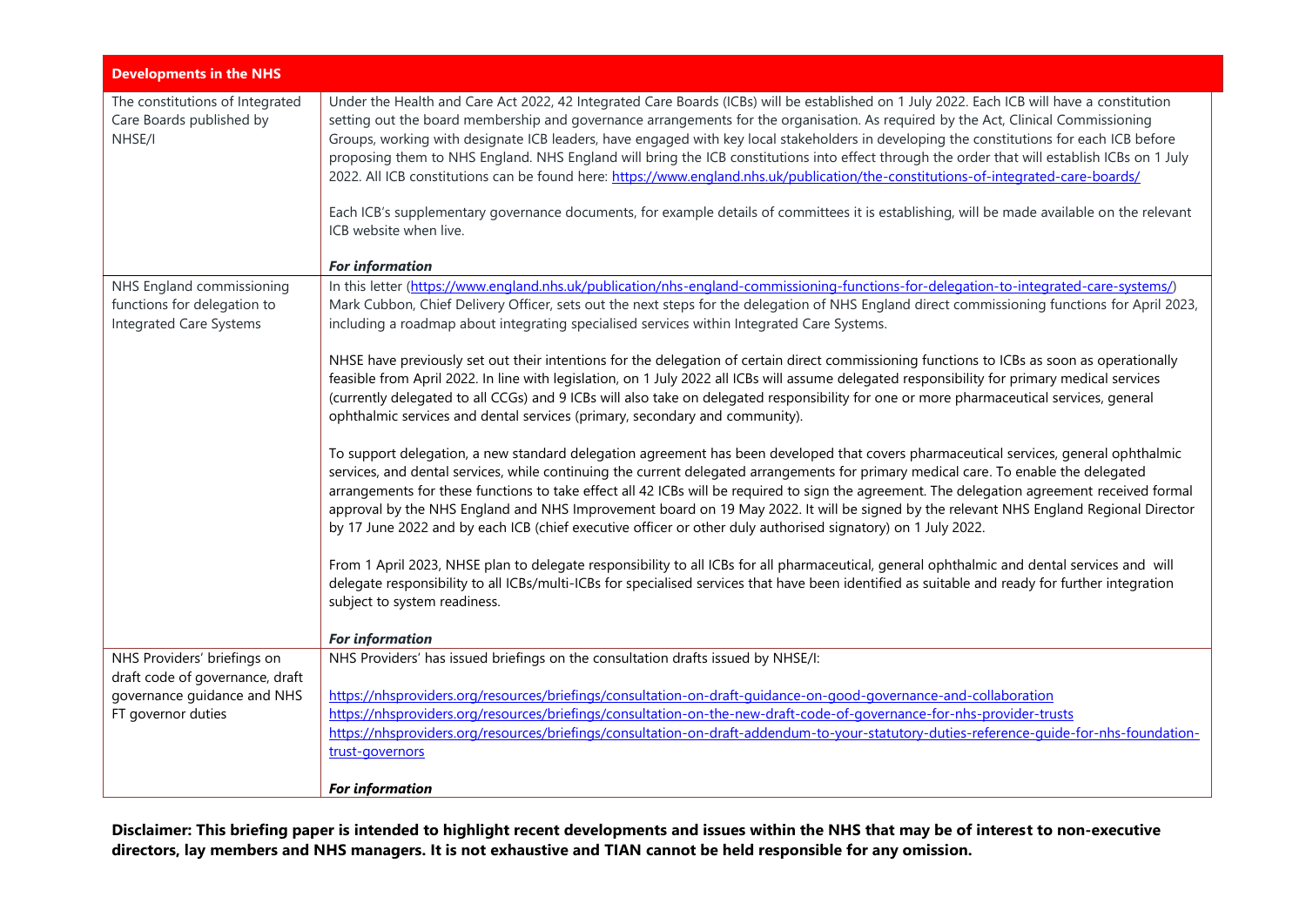| Developments in the NHS | |
|---|---|
| The constitutions of Integrated Care Boards published by NHSE/I | Under the Health and Care Act 2022, 42 Integrated Care Boards (ICBs) will be established on 1 July 2022. Each ICB will have a constitution setting out the board membership and governance arrangements for the organisation. As required by the Act, Clinical Commissioning Groups, working with designate ICB leaders, have engaged with key local stakeholders in developing the constitutions for each ICB before proposing them to NHS England. NHS England will bring the ICB constitutions into effect through the order that will establish ICBs on 1 July 2022. All ICB constitutions can be found here: https://www.england.nhs.uk/publication/the-constitutions-of-integrated-care-boards/<br><br>Each ICB's supplementary governance documents, for example details of committees it is establishing, will be made available on the relevant ICB website when live.<br><br>***For information*** |
| NHS England commissioning functions for delegation to Integrated Care Systems | In this letter (https://www.england.nhs.uk/publication/nhs-england-commissioning-functions-for-delegation-to-integrated-care-systems/) Mark Cubbon, Chief Delivery Officer, sets out the next steps for the delegation of NHS England direct commissioning functions for April 2023, including a roadmap about integrating specialised services within Integrated Care Systems.<br><br>NHSE have previously set out their intentions for the delegation of certain direct commissioning functions to ICBs as soon as operationally feasible from April 2022. In line with legislation, on 1 July 2022 all ICBs will assume delegated responsibility for primary medical services (currently delegated to all CCGs) and 9 ICBs will also take on delegated responsibility for one or more pharmaceutical services, general ophthalmic services and dental services (primary, secondary and community).<br><br>To support delegation, a new standard delegation agreement has been developed that covers pharmaceutical services, general ophthalmic services, and dental services, while continuing the current delegated arrangements for primary medical care. To enable the delegated arrangements for these functions to take effect all 42 ICBs will be required to sign the agreement. The delegation agreement received formal approval by the NHS England and NHS Improvement board on 19 May 2022. It will be signed by the relevant NHS England Regional Director by 17 June 2022 and by each ICB (chief executive officer or other duly authorised signatory) on 1 July 2022.<br><br>From 1 April 2023, NHSE plan to delegate responsibility to all ICBs for all pharmaceutical, general ophthalmic and dental services and will delegate responsibility to all ICBs/multi-ICBs for specialised services that have been identified as suitable and ready for further integration subject to system readiness.<br><br>***For information*** |
| NHS Providers' briefings on draft code of governance, draft governance guidance and NHS FT governor duties | NHS Providers' has issued briefings on the consultation drafts issued by NHSE/I:<br><br>https://nhsproviders.org/resources/briefings/consultation-on-draft-guidance-on-good-governance-and-collaboration<br>https://nhsproviders.org/resources/briefings/consultation-on-the-new-draft-code-of-governance-for-nhs-provider-trusts<br>https://nhsproviders.org/resources/briefings/consultation-on-draft-addendum-to-your-statutory-duties-reference-guide-for-nhs-foundation-trust-governors<br><br>***For information*** |

**Disclaimer: This briefing paper is intended to highlight recent developments and issues within the NHS that may be of interest to non-executive directors, lay members and NHS managers. It is not exhaustive and TIAN cannot be held responsible for any omission.**